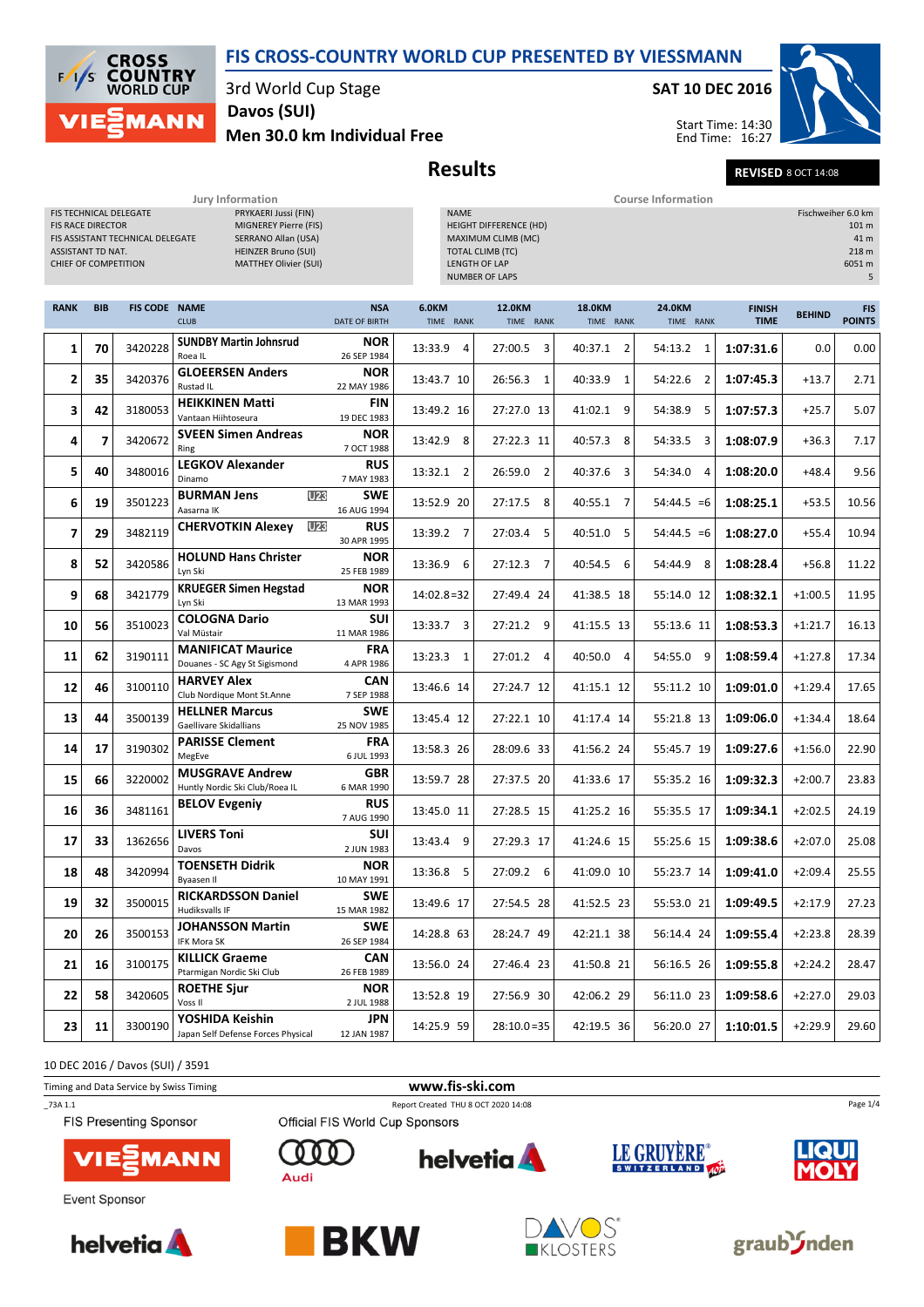# FIS CROSS-COUNTRY WORLD CUP PRESENTED BY VIESSMANN

3rd World Cup Stage
**Davos (SUI)**
**Men 30.0 km Individual Free**

**SAT 10 DEC 2016**

Start Time: 14:30
End Time: 16:27

## Results

**REVISED** 8 OCT 14:08

| Jury Information | |
|---|---|
| FIS TECHNICAL DELEGATE | PRYKAERI Jussi (FIN) |
| FIS RACE DIRECTOR | MIGNEREY Pierre (FIS) |
| FIS ASSISTANT TECHNICAL DELEGATE | SERRANO Allan (USA) |
| ASSISTANT TD NAT. | HEINZER Bruno (SUI) |
| CHIEF OF COMPETITION | MATTHEY Olivier (SUI) |

| Course Information | |
|---|---|
| NAME | Fischweiher 6.0 km |
| HEIGHT DIFFERENCE (HD) | 101 m |
| MAXIMUM CLIMB (MC) | 41 m |
| TOTAL CLIMB (TC) | 218 m |
| LENGTH OF LAP | 6051 m |
| NUMBER OF LAPS | 5 |

| RANK | BIB | FIS CODE | NAME / CLUB | NSA / DATE OF BIRTH | 6.0KM TIME | RANK | 12.0KM TIME | RANK | 18.0KM TIME | RANK | 24.0KM TIME | RANK | FINISH TIME | BEHIND | FIS POINTS |
|---|---|---|---|---|---|---|---|---|---|---|---|---|---|---|---|
| 1 | 70 | 3420228 | **SUNDBY Martin Johnsrud** Roea IL | NOR 26 SEP 1984 | 13:33.9 | 4 | 27:00.5 | 3 | 40:37.1 | 2 | 54:13.2 | 1 | **1:07:31.6** | 0.0 | 0.00 |
| 2 | 35 | 3420376 | **GLOEERSEN Anders** Rustad IL | NOR 22 MAY 1986 | 13:43.7 | 10 | 26:56.3 | 1 | 40:33.9 | 1 | 54:22.6 | 2 | **1:07:45.3** | +13.7 | 2.71 |
| 3 | 42 | 3180053 | **HEIKKINEN Matti** Vantaan Hiihtoseura | FIN 19 DEC 1983 | 13:49.2 | 16 | 27:27.0 | 13 | 41:02.1 | 9 | 54:38.9 | 5 | **1:07:57.3** | +25.7 | 5.07 |
| 4 | 7 | 3420672 | **SVEEN Simen Andreas** Ring | NOR 7 OCT 1988 | 13:42.9 | 8 | 27:22.3 | 11 | 40:57.3 | 8 | 54:33.5 | 3 | **1:08:07.9** | +36.3 | 7.17 |
| 5 | 40 | 3480016 | **LEGKOV Alexander** Dinamo | RUS 7 MAY 1983 | 13:32.1 | 2 | 26:59.0 | 2 | 40:37.6 | 3 | 54:34.0 | 4 | **1:08:20.0** | +48.4 | 9.56 |
| 6 | 19 | 3501223 | **BURMAN Jens** U23 Aasarna IK | SWE 16 AUG 1994 | 13:52.9 | 20 | 27:17.5 | 8 | 40:55.1 | 7 | 54:44.5 | =6 | **1:08:25.1** | +53.5 | 10.56 |
| 7 | 29 | 3482119 | **CHERVOTKIN Alexey** U23 | RUS 30 APR 1995 | 13:39.2 | 7 | 27:03.4 | 5 | 40:51.0 | 5 | 54:44.5 | =6 | **1:08:27.0** | +55.4 | 10.94 |
| 8 | 52 | 3420586 | **HOLUND Hans Christer** Lyn Ski | NOR 25 FEB 1989 | 13:36.9 | 6 | 27:12.3 | 7 | 40:54.5 | 6 | 54:44.9 | 8 | **1:08:28.4** | +56.8 | 11.22 |
| 9 | 68 | 3421779 | **KRUEGER Simen Hegstad** Lyn Ski | NOR 13 MAR 1993 | 14:02.8 | =32 | 27:49.4 | 24 | 41:38.5 | 18 | 55:14.0 | 12 | **1:08:32.1** | +1:00.5 | 11.95 |
| 10 | 56 | 3510023 | **COLOGNA Dario** Val Müstair | SUI 11 MAR 1986 | 13:33.7 | 3 | 27:21.2 | 9 | 41:15.5 | 13 | 55:13.6 | 11 | **1:08:53.3** | +1:21.7 | 16.13 |
| 11 | 62 | 3190111 | **MANIFICAT Maurice** Douanes - SC Agy St Sigismond | FRA 4 APR 1986 | 13:23.3 | 1 | 27:01.2 | 4 | 40:50.0 | 4 | 54:55.0 | 9 | **1:08:59.4** | +1:27.8 | 17.34 |
| 12 | 46 | 3100110 | **HARVEY Alex** Club Nordique Mont St.Anne | CAN 7 SEP 1988 | 13:46.6 | 14 | 27:24.7 | 12 | 41:15.1 | 12 | 55:11.2 | 10 | **1:09:01.0** | +1:29.4 | 17.65 |
| 13 | 44 | 3500139 | **HELLNER Marcus** Gaellivare Skidallians | SWE 25 NOV 1985 | 13:45.4 | 12 | 27:22.1 | 10 | 41:17.4 | 14 | 55:21.8 | 13 | **1:09:06.0** | +1:34.4 | 18.64 |
| 14 | 17 | 3190302 | **PARISSE Clement** MegEve | FRA 6 JUL 1993 | 13:58.3 | 26 | 28:09.6 | 33 | 41:56.2 | 24 | 55:45.7 | 19 | **1:09:27.6** | +1:56.0 | 22.90 |
| 15 | 66 | 3220002 | **MUSGRAVE Andrew** Huntly Nordic Ski Club/Roea IL | GBR 6 MAR 1990 | 13:59.7 | 28 | 27:37.5 | 20 | 41:33.6 | 17 | 55:35.2 | 16 | **1:09:32.3** | +2:00.7 | 23.83 |
| 16 | 36 | 3481161 | **BELOV Evgeniy** | RUS 7 AUG 1990 | 13:45.0 | 11 | 27:28.5 | 15 | 41:25.2 | 16 | 55:35.5 | 17 | **1:09:34.1** | +2:02.5 | 24.19 |
| 17 | 33 | 1362656 | **LIVERS Toni** Davos | SUI 2 JUN 1983 | 13:43.4 | 9 | 27:29.3 | 17 | 41:24.6 | 15 | 55:25.6 | 15 | **1:09:38.6** | +2:07.0 | 25.08 |
| 18 | 48 | 3420994 | **TOENSETH Didrik** Byaasen Il | NOR 10 MAY 1991 | 13:36.8 | 5 | 27:09.2 | 6 | 41:09.0 | 10 | 55:23.7 | 14 | **1:09:41.0** | +2:09.4 | 25.55 |
| 19 | 32 | 3500015 | **RICKARDSSON Daniel** Hudiksvalls IF | SWE 15 MAR 1982 | 13:49.6 | 17 | 27:54.5 | 28 | 41:52.5 | 23 | 55:53.0 | 21 | **1:09:49.5** | +2:17.9 | 27.23 |
| 20 | 26 | 3500153 | **JOHANSSON Martin** IFK Mora SK | SWE 26 SEP 1984 | 14:28.8 | 63 | 28:24.7 | 49 | 42:21.1 | 38 | 56:14.4 | 24 | **1:09:55.4** | +2:23.8 | 28.39 |
| 21 | 16 | 3100175 | **KILLICK Graeme** Ptarmigan Nordic Ski Club | CAN 26 FEB 1989 | 13:56.0 | 24 | 27:46.4 | 23 | 41:50.8 | 21 | 56:16.5 | 26 | **1:09:55.8** | +2:24.2 | 28.47 |
| 22 | 58 | 3420605 | **ROETHE Sjur** Voss Il | NOR 2 JUL 1988 | 13:52.8 | 19 | 27:56.9 | 30 | 42:06.2 | 29 | 56:11.0 | 23 | **1:09:58.6** | +2:27.0 | 29.03 |
| 23 | 11 | 3300190 | **YOSHIDA Keishin** Japan Self Defense Forces Physical | JPN 12 JAN 1987 | 14:25.9 | 59 | 28:10.0 | =35 | 42:19.5 | 36 | 56:20.0 | 27 | **1:10:01.5** | +2:29.9 | 29.60 |

10 DEC 2016 / Davos (SUI) / 3591

Timing and Data Service by Swiss Timing

www.fis-ski.com

_73A 1.1 Report Created THU 8 OCT 2020 14:08

FIS Presenting Sponsor: VIESSMANN

Official FIS World Cup Sponsors: Audi, helvetia, LE GRUYÈRE SWITZERLAND AOP, LIQUI MOLY

Event Sponsor: helvetia, BKW, DAVOS KLOSTERS, graubünden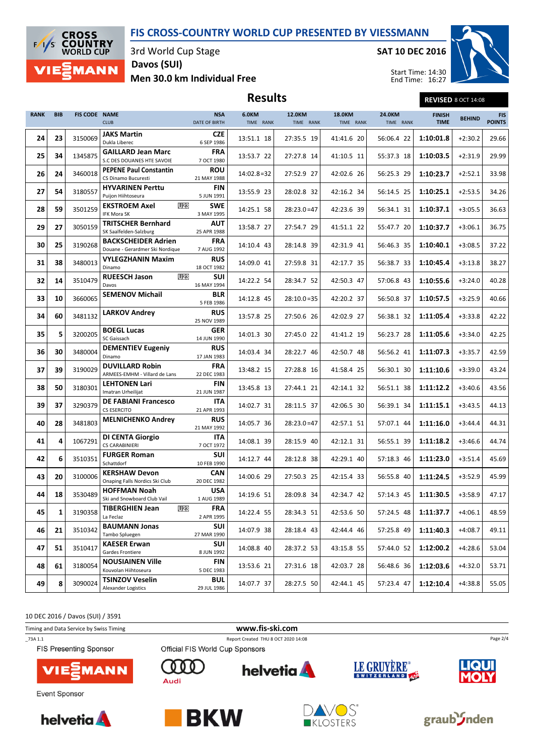# FIS CROSS-COUNTRY WORLD CUP PRESENTED BY VIESSMANN

3rd World Cup Stage
Davos (SUI)
**Men 30.0 km Individual Free**

**SAT 10 DEC 2016**

Start Time: 14:30
End Time: 16:27

## Results

**REVISED** 8 OCT 14:08

| RANK | BIB | FIS CODE | NAME / CLUB | NSA / DATE OF BIRTH | 6.0KM TIME RANK | 12.0KM TIME RANK | 18.0KM TIME RANK | 24.0KM TIME RANK | FINISH TIME | BEHIND | FIS POINTS |
|---|---|---|---|---|---|---|---|---|---|---|---|
| 24 | 23 | 3150069 | **JAKS Martin** Dukla Liberec | **CZE** 6 SEP 1986 | 13:51.1 18 | 27:35.5 19 | 41:41.6 20 | 56:06.4 22 | **1:10:01.8** | +2:30.2 | 29.66 |
| 25 | 34 | 1345875 | **GAILLARD Jean Marc** S.C DES DOUANES HTE SAVOIE | **FRA** 7 OCT 1980 | 13:53.7 22 | 27:27.8 14 | 41:10.5 11 | 55:37.3 18 | **1:10:03.5** | +2:31.9 | 29.99 |
| 26 | 24 | 3460018 | **PEPENE Paul Constantin** CS Dinamo Bucuresti | **ROU** 21 MAY 1988 | 14:02.8 =32 | 27:52.9 27 | 42:02.6 26 | 56:25.3 29 | **1:10:23.7** | +2:52.1 | 33.98 |
| 27 | 54 | 3180557 | **HYVARINEN Perttu** Puijon Hiihtoseura | **FIN** 5 JUN 1991 | 13:55.9 23 | 28:02.8 32 | 42:16.2 34 | 56:14.5 25 | **1:10:25.1** | +2:53.5 | 34.26 |
| 28 | 59 | 3501259 | **EKSTROEM Axel** U23 IFK Mora SK | **SWE** 3 MAY 1995 | 14:25.1 58 | 28:23.0 =47 | 42:23.6 39 | 56:34.1 31 | **1:10:37.1** | +3:05.5 | 36.63 |
| 29 | 27 | 3050159 | **TRITSCHER Bernhard** SK Saalfelden-Salzburg | **AUT** 25 APR 1988 | 13:58.7 27 | 27:54.7 29 | 41:51.1 22 | 55:47.7 20 | **1:10:37.7** | +3:06.1 | 36.75 |
| 30 | 25 | 3190268 | **BACKSCHEIDER Adrien** Douane - Gerardmer Ski Nordique | **FRA** 7 AUG 1992 | 14:10.4 43 | 28:14.8 39 | 42:31.9 41 | 56:46.3 35 | **1:10:40.1** | +3:08.5 | 37.22 |
| 31 | 38 | 3480013 | **VYLEGZHANIN Maxim** Dinamo | **RUS** 18 OCT 1982 | 14:09.0 41 | 27:59.8 31 | 42:17.7 35 | 56:38.7 33 | **1:10:45.4** | +3:13.8 | 38.27 |
| 32 | 14 | 3510479 | **RUEESCH Jason** U23 Davos | **SUI** 16 MAY 1994 | 14:22.2 54 | 28:34.7 52 | 42:50.3 47 | 57:06.8 43 | **1:10:55.6** | +3:24.0 | 40.28 |
| 33 | 10 | 3660065 | **SEMENOV Michail** | **BLR** 5 FEB 1986 | 14:12.8 45 | 28:10.0 =35 | 42:20.2 37 | 56:50.8 37 | **1:10:57.5** | +3:25.9 | 40.66 |
| 34 | 60 | 3481132 | **LARKOV Andrey** | **RUS** 25 NOV 1989 | 13:57.8 25 | 27:50.6 26 | 42:02.9 27 | 56:38.1 32 | **1:11:05.4** | +3:33.8 | 42.22 |
| 35 | 5 | 3200205 | **BOEGL Lucas** SC Gaissach | **GER** 14 JUN 1990 | 14:01.3 30 | 27:45.0 22 | 41:41.2 19 | 56:23.7 28 | **1:11:05.6** | +3:34.0 | 42.25 |
| 36 | 30 | 3480004 | **DEMENTIEV Eugeniy** Dinamo | **RUS** 17 JAN 1983 | 14:03.4 34 | 28:22.7 46 | 42:50.7 48 | 56:56.2 41 | **1:11:07.3** | +3:35.7 | 42.59 |
| 37 | 39 | 3190029 | **DUVILLARD Robin** ARMEES-EMHM - Villard de Lans | **FRA** 22 DEC 1983 | 13:48.2 15 | 27:28.8 16 | 41:58.4 25 | 56:30.1 30 | **1:11:10.6** | +3:39.0 | 43.24 |
| 38 | 50 | 3180301 | **LEHTONEN Lari** Imatran Urheilijat | **FIN** 21 JUN 1987 | 13:45.8 13 | 27:44.1 21 | 42:14.1 32 | 56:51.1 38 | **1:11:12.2** | +3:40.6 | 43.56 |
| 39 | 37 | 3290379 | **DE FABIANI Francesco** CS ESERCITO | **ITA** 21 APR 1993 | 14:02.7 31 | 28:11.5 37 | 42:06.5 30 | 56:39.1 34 | **1:11:15.1** | +3:43.5 | 44.13 |
| 40 | 28 | 3481803 | **MELNICHENKO Andrey** | **RUS** 21 MAY 1992 | 14:05.7 36 | 28:23.0 =47 | 42:57.1 51 | 57:07.1 44 | **1:11:16.0** | +3:44.4 | 44.31 |
| 41 | 4 | 1067291 | **DI CENTA Giorgio** CS CARABINIERI | **ITA** 7 OCT 1972 | 14:08.1 39 | 28:15.9 40 | 42:12.1 31 | 56:55.1 39 | **1:11:18.2** | +3:46.6 | 44.74 |
| 42 | 6 | 3510351 | **FURGER Roman** Schattdorf | **SUI** 10 FEB 1990 | 14:12.7 44 | 28:12.8 38 | 42:29.1 40 | 57:18.3 46 | **1:11:23.0** | +3:51.4 | 45.69 |
| 43 | 20 | 3100006 | **KERSHAW Devon** Onaping Falls Nordics Ski Club | **CAN** 20 DEC 1982 | 14:00.6 29 | 27:50.3 25 | 42:15.4 33 | 56:55.8 40 | **1:11:24.5** | +3:52.9 | 45.99 |
| 44 | 18 | 3530489 | **HOFFMAN Noah** Ski and Snowboard Club Vail | **USA** 1 AUG 1989 | 14:19.6 51 | 28:09.8 34 | 42:34.7 42 | 57:14.3 45 | **1:11:30.5** | +3:58.9 | 47.17 |
| 45 | 1 | 3190358 | **TIBERGHIEN Jean** U23 La Feclaz | **FRA** 2 APR 1995 | 14:22.4 55 | 28:34.3 51 | 42:53.6 50 | 57:24.5 48 | **1:11:37.7** | +4:06.1 | 48.59 |
| 46 | 21 | 3510342 | **BAUMANN Jonas** Tambo Spluegen | **SUI** 27 MAR 1990 | 14:07.9 38 | 28:18.4 43 | 42:44.4 46 | 57:25.8 49 | **1:11:40.3** | +4:08.7 | 49.11 |
| 47 | 51 | 3510417 | **KAESER Erwan** Gardes Frontiere | **SUI** 8 JUN 1992 | 14:08.8 40 | 28:37.2 53 | 43:15.8 55 | 57:44.0 52 | **1:12:00.2** | +4:28.6 | 53.04 |
| 48 | 61 | 3180054 | **NOUSIAINEN Ville** Kouvolan Hiihtoseura | **FIN** 5 DEC 1983 | 13:53.6 21 | 27:31.6 18 | 42:03.7 28 | 56:48.6 36 | **1:12:03.6** | +4:32.0 | 53.71 |
| 49 | 8 | 3090024 | **TSINZOV Veselin** Alexander Logistics | **BUL** 29 JUL 1986 | 14:07.7 37 | 28:27.5 50 | 42:44.1 45 | 57:23.4 47 | **1:12:10.4** | +4:38.8 | 55.05 |

10 DEC 2016 / Davos (SUI) / 3591

Timing and Data Service by Swiss Timing

www.fis-ski.com

_73A 1.1

Report Created THU 8 OCT 2020 14:08

FIS Presenting Sponsor

Official FIS World Cup Sponsors

Event Sponsor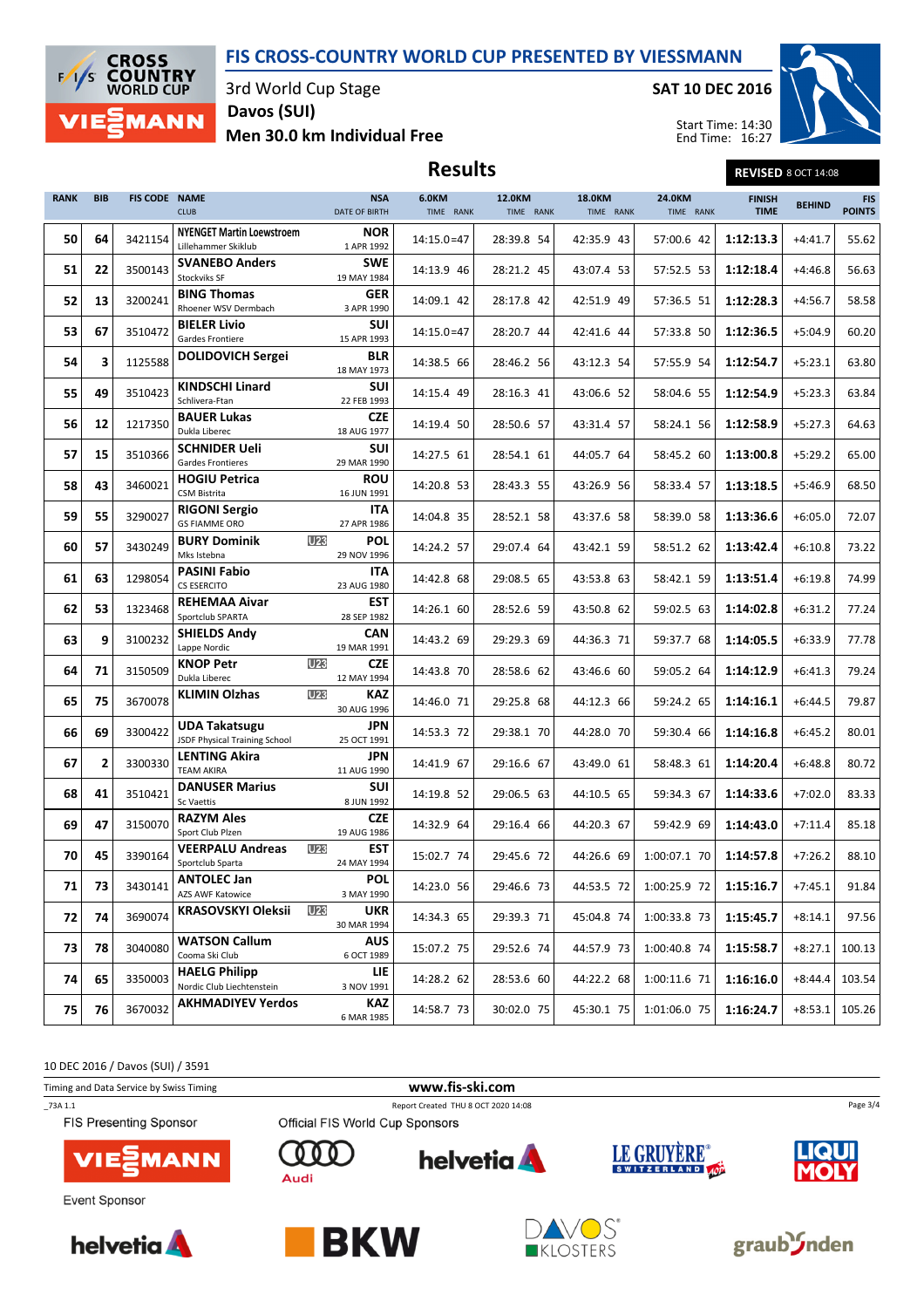# FIS CROSS-COUNTRY WORLD CUP PRESENTED BY VIESSMANN

3rd World Cup Stage
**Davos (SUI)**
**Men 30.0 km Individual Free**

**SAT 10 DEC 2016**

Start Time: 14:30
End Time: 16:27

## Results

**REVISED** 8 OCT 14:08

| RANK | BIB | FIS CODE | NAME / CLUB | | NSA / DATE OF BIRTH | 6.0KM TIME RANK | 12.0KM TIME RANK | 18.0KM TIME RANK | 24.0KM TIME RANK | FINISH TIME | BEHIND | FIS POINTS |
|---|---|---|---|---|---|---|---|---|---|---|---|---|
| 50 | 64 | 3421154 | **NYENGET Martin Loewstroem** Lillehammer Skiklub | | **NOR** 1 APR 1992 | 14:15.0=47 | 28:39.8 54 | 42:35.9 43 | 57:00.6 42 | **1:12:13.3** | +4:41.7 | 55.62 |
| 51 | 22 | 3500143 | **SVANEBO Anders** Stockviks SF | | **SWE** 19 MAY 1984 | 14:13.9 46 | 28:21.2 45 | 43:07.4 53 | 57:52.5 53 | **1:12:18.4** | +4:46.8 | 56.63 |
| 52 | 13 | 3200241 | **BING Thomas** Rhoener WSV Dermbach | | **GER** 3 APR 1990 | 14:09.1 42 | 28:17.8 42 | 42:51.9 49 | 57:36.5 51 | **1:12:28.3** | +4:56.7 | 58.58 |
| 53 | 67 | 3510472 | **BIELER Livio** Gardes Frontiere | | **SUI** 15 APR 1993 | 14:15.0=47 | 28:20.7 44 | 42:41.6 44 | 57:33.8 50 | **1:12:36.5** | +5:04.9 | 60.20 |
| 54 | 3 | 1125588 | **DOLIDOVICH Sergei** | | **BLR** 18 MAY 1973 | 14:38.5 66 | 28:46.2 56 | 43:12.3 54 | 57:55.9 54 | **1:12:54.7** | +5:23.1 | 63.80 |
| 55 | 49 | 3510423 | **KINDSCHI Linard** Schlivera-Ftan | | **SUI** 22 FEB 1993 | 14:15.4 49 | 28:16.3 41 | 43:06.6 52 | 58:04.6 55 | **1:12:54.9** | +5:23.3 | 63.84 |
| 56 | 12 | 1217350 | **BAUER Lukas** Dukla Liberec | | **CZE** 18 AUG 1977 | 14:19.4 50 | 28:50.6 57 | 43:31.4 57 | 58:24.1 56 | **1:12:58.9** | +5:27.3 | 64.63 |
| 57 | 15 | 3510366 | **SCHNIDER Ueli** Gardes Frontieres | | **SUI** 29 MAR 1990 | 14:27.5 61 | 28:54.1 61 | 44:05.7 64 | 58:45.2 60 | **1:13:00.8** | +5:29.2 | 65.00 |
| 58 | 43 | 3460021 | **HOGIU Petrica** CSM Bistrita | | **ROU** 16 JUN 1991 | 14:20.8 53 | 28:43.3 55 | 43:26.9 56 | 58:33.4 57 | **1:13:18.5** | +5:46.9 | 68.50 |
| 59 | 55 | 3290027 | **RIGONI Sergio** GS FIAMME ORO | | **ITA** 27 APR 1986 | 14:04.8 35 | 28:52.1 58 | 43:37.6 58 | 58:39.0 58 | **1:13:36.6** | +6:05.0 | 72.07 |
| 60 | 57 | 3430249 | **BURY Dominik** Mks Istebna | U23 | **POL** 29 NOV 1996 | 14:24.2 57 | 29:07.4 64 | 43:42.1 59 | 58:51.2 62 | **1:13:42.4** | +6:10.8 | 73.22 |
| 61 | 63 | 1298054 | **PASINI Fabio** CS ESERCITO | | **ITA** 23 AUG 1980 | 14:42.8 68 | 29:08.5 65 | 43:53.8 63 | 58:42.1 59 | **1:13:51.4** | +6:19.8 | 74.99 |
| 62 | 53 | 1323468 | **REHEMAA Aivar** Sportclub SPARTA | | **EST** 28 SEP 1982 | 14:26.1 60 | 28:52.6 59 | 43:50.8 62 | 59:02.5 63 | **1:14:02.8** | +6:31.2 | 77.24 |
| 63 | 9 | 3100232 | **SHIELDS Andy** Lappe Nordic | | **CAN** 19 MAR 1991 | 14:43.2 69 | 29:29.3 69 | 44:36.3 71 | 59:37.7 68 | **1:14:05.5** | +6:33.9 | 77.78 |
| 64 | 71 | 3150509 | **KNOP Petr** Dukla Liberec | U23 | **CZE** 12 MAY 1994 | 14:43.8 70 | 28:58.6 62 | 43:46.6 60 | 59:05.2 64 | **1:14:12.9** | +6:41.3 | 79.24 |
| 65 | 75 | 3670078 | **KLIMIN Olzhas** | U23 | **KAZ** 30 AUG 1996 | 14:46.0 71 | 29:25.8 68 | 44:12.3 66 | 59:24.2 65 | **1:14:16.1** | +6:44.5 | 79.87 |
| 66 | 69 | 3300422 | **UDA Takatsugu** JSDF Physical Training School | | **JPN** 25 OCT 1991 | 14:53.3 72 | 29:38.1 70 | 44:28.0 70 | 59:30.4 66 | **1:14:16.8** | +6:45.2 | 80.01 |
| 67 | 2 | 3300330 | **LENTING Akira** TEAM AKIRA | | **JPN** 11 AUG 1990 | 14:41.9 67 | 29:16.6 67 | 43:49.0 61 | 58:48.3 61 | **1:14:20.4** | +6:48.8 | 80.72 |
| 68 | 41 | 3510421 | **DANUSER Marius** Sc Vaettis | | **SUI** 8 JUN 1992 | 14:19.8 52 | 29:06.5 63 | 44:10.5 65 | 59:34.3 67 | **1:14:33.6** | +7:02.0 | 83.33 |
| 69 | 47 | 3150070 | **RAZYM Ales** Sport Club Plzen | | **CZE** 19 AUG 1986 | 14:32.9 64 | 29:16.4 66 | 44:20.3 67 | 59:42.9 69 | **1:14:43.0** | +7:11.4 | 85.18 |
| 70 | 45 | 3390164 | **VEERPALU Andreas** Sportclub Sparta | U23 | **EST** 24 MAY 1994 | 15:02.7 74 | 29:45.6 72 | 44:26.6 69 | 1:00:07.1 70 | **1:14:57.8** | +7:26.2 | 88.10 |
| 71 | 73 | 3430141 | **ANTOLEC Jan** AZS AWF Katowice | | **POL** 3 MAY 1990 | 14:23.0 56 | 29:46.6 73 | 44:53.5 72 | 1:00:25.9 72 | **1:15:16.7** | +7:45.1 | 91.84 |
| 72 | 74 | 3690074 | **KRASOVSKYI Oleksii** | U23 | **UKR** 30 MAR 1994 | 14:34.3 65 | 29:39.3 71 | 45:04.8 74 | 1:00:33.8 73 | **1:15:45.7** | +8:14.1 | 97.56 |
| 73 | 78 | 3040080 | **WATSON Callum** Cooma Ski Club | | **AUS** 6 OCT 1989 | 15:07.2 75 | 29:52.6 74 | 44:57.9 73 | 1:00:40.8 74 | **1:15:58.7** | +8:27.1 | 100.13 |
| 74 | 65 | 3350003 | **HAELG Philipp** Nordic Club Liechtenstein | | **LIE** 3 NOV 1991 | 14:28.2 62 | 28:53.6 60 | 44:22.2 68 | 1:00:11.6 71 | **1:16:16.0** | +8:44.4 | 103.54 |
| 75 | 76 | 3670032 | **AKHMADIYEV Yerdos** | | **KAZ** 6 MAR 1985 | 14:58.7 73 | 30:02.0 75 | 45:30.1 75 | 1:01:06.0 75 | **1:16:24.7** | +8:53.1 | 105.26 |

10 DEC 2016 / Davos (SUI) / 3591

Timing and Data Service by Swiss Timing

www.fis-ski.com

_73A 1.1 Report Created THU 8 OCT 2020 14:08

FIS Presenting Sponsor: VIESSMANN

Official FIS World Cup Sponsors: Audi, helvetia, LE GRUYÈRE SWITZERLAND AOP, LIQUI MOLY

Event Sponsor: helvetia, BKW, DAVOS KLOSTERS, graubünden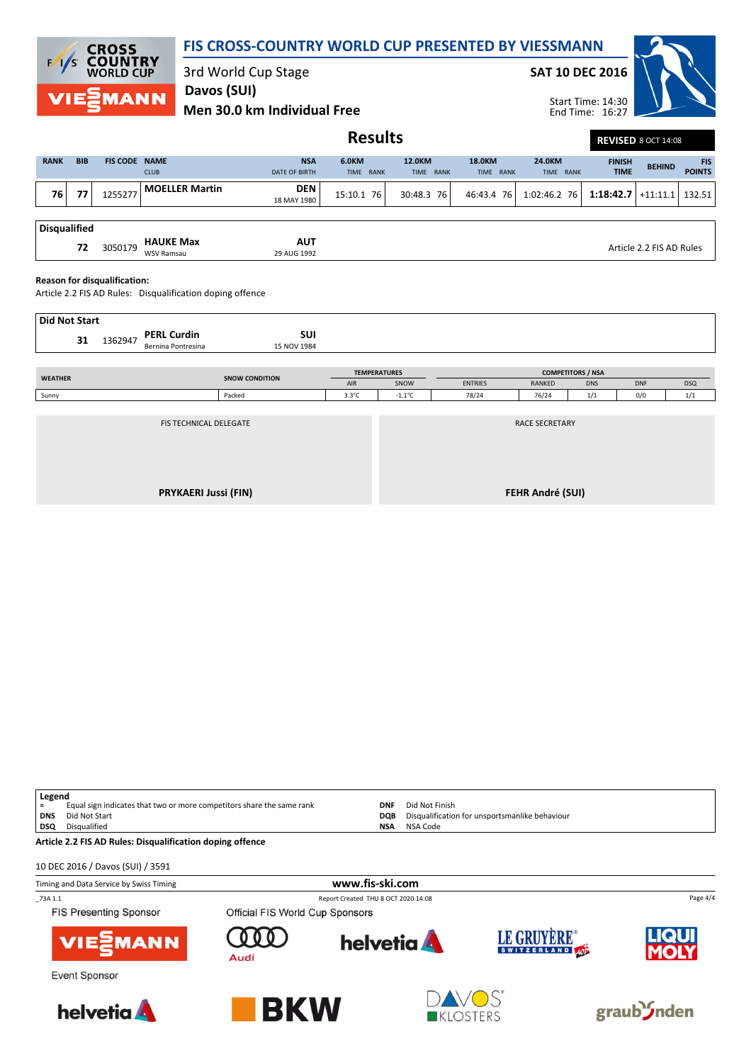# FIS CROSS-COUNTRY WORLD CUP PRESENTED BY VIESSMANN

3rd World Cup Stage
**Davos (SUI)**
**Men 30.0 km Individual Free**

**SAT 10 DEC 2016**

Start Time: 14:30
End Time: 16:27

## Results

**REVISED** 8 OCT 14:08

| RANK | BIB | FIS CODE | NAME / CLUB | NSA / DATE OF BIRTH | 6.0KM TIME | RANK | 12.0KM TIME | RANK | 18.0KM TIME | RANK | 24.0KM TIME | RANK | FINISH TIME | BEHIND | FIS POINTS |
|---|---|---|---|---|---|---|---|---|---|---|---|---|---|---|---|
| 76 | 77 | 1255277 | **MOELLER Martin** | **DEN** 18 MAY 1980 | 15:10.1 | 76 | 30:48.3 | 76 | 46:43.4 | 76 | 1:02:46.2 | 76 | **1:18:42.7** | +11:11.1 | 132.51 |

**Disqualified**

| BIB | FIS CODE | NAME / CLUB | NSA / DATE OF BIRTH | |
|---|---|---|---|---|
| 72 | 3050179 | **HAUKE Max** WSV Ramsau | **AUT** 29 AUG 1992 | Article 2.2 FIS AD Rules |

**Reason for disqualification:**
Article 2.2 FIS AD Rules: Disqualification doping offence

**Did Not Start**

| BIB | FIS CODE | NAME / CLUB | NSA / DATE OF BIRTH |
|---|---|---|---|
| 31 | 1362947 | **PERL Curdin** Bernina Pontresina | **SUI** 15 NOV 1984 |

| WEATHER | SNOW CONDITION | TEMPERATURES AIR | TEMPERATURES SNOW | COMPETITORS / NSA ENTRIES | RANKED | DNS | DNF | DSQ |
|---|---|---|---|---|---|---|---|---|
| Sunny | Packed | 3.3°C | -1.1°C | 78/24 | 76/24 | 1/1 | 0/0 | 1/1 |

| FIS TECHNICAL DELEGATE | RACE SECRETARY |
|---|---|
| **PRYKAERI Jussi (FIN)** | **FEHR André (SUI)** |

**Legend**

| | | | |
|---|---|---|---|
| = | Equal sign indicates that two or more competitors share the same rank | **DNF** | Did Not Finish |
| **DNS** | Did Not Start | **DQB** | Disqualification for unsportsmanlike behaviour |
| **DSQ** | Disqualified | **NSA** | NSA Code |

**Article 2.2 FIS AD Rules: Disqualification doping offence**

10 DEC 2016 / Davos (SUI) / 3591

Timing and Data Service by Swiss Timing

www.fis-ski.com

_73A 1.1

Report Created THU 8 OCT 2020 14:08

FIS Presenting Sponsor

Official FIS World Cup Sponsors

Event Sponsor